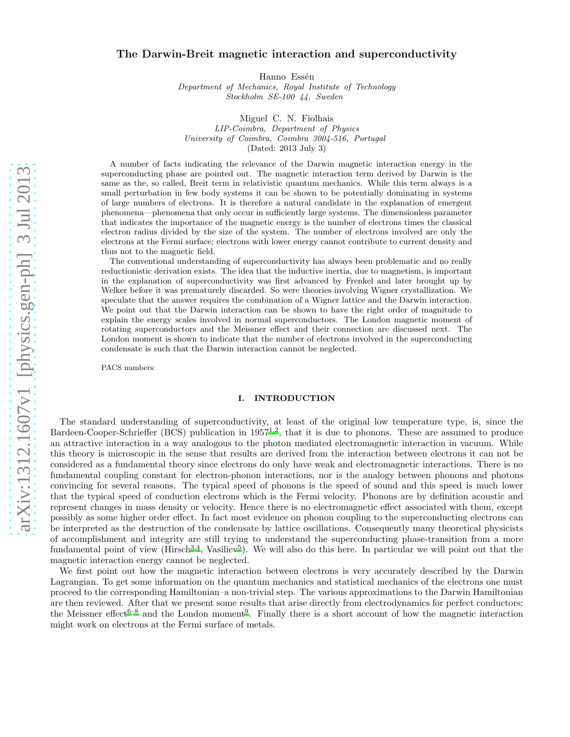# The Darwin-Breit magnetic interaction and superconductivity

Hanno Essén

*Department of Mechanics, Royal Institute of Technology*
*Stockholm SE-100 44, Sweden*

Miguel C. N. Fiolhais

*LIP-Coimbra, Department of Physics*
*University of Coimbra, Coimbra 3004-516, Portugal*

(Dated: 2013 July 3)

A number of facts indicating the relevance of the Darwin magnetic interaction energy in the superconducting phase are pointed out. The magnetic interaction term derived by Darwin is the same as the, so called, Breit term in relativistic quantum mechanics. While this term always is a small perturbation in few body systems it can be shown to be potentially dominating in systems of large numbers of electrons. It is therefore a natural candidate in the explanation of emergent phenomena—phenomena that only occur in sufficiently large systems. The dimensionless parameter that indicates the importance of the magnetic energy is the number of electrons times the classical electron radius divided by the size of the system. The number of electrons involved are only the electrons at the Fermi surface; electrons with lower energy cannot contribute to current density and thus not to the magnetic field.

The conventional understanding of superconductivity has always been problematic and no really reductionistic derivation exists. The idea that the inductive inertia, due to magnetism, is important in the explanation of superconductivity was first advanced by Frenkel and later brought up by Welker before it was prematurely discarded. So were theories involving Wigner crystallization. We speculate that the answer requires the combination of a Wigner lattice and the Darwin interaction. We point out that the Darwin interaction can be shown to have the right order of magnitude to explain the energy scales involved in normal superconductors. The London magnetic moment of rotating superconductors and the Meissner effect and their connection are discussed next. The London moment is shown to indicate that the number of electrons involved in the superconducting condensate is such that the Darwin interaction cannot be neglected.

PACS numbers:

## I. INTRODUCTION

The standard understanding of superconductivity, at least of the original low temperature type, is, since the Bardeen-Cooper-Schrieffer (BCS) publication in 1957[1,2], that it is due to phonons. These are assumed to produce an attractive interaction in a way analogous to the photon mediated electromagnetic interaction in vacuum. While this theory is microscopic in the sense that results are derived from the interaction between electrons it can not be considered as a fundamental theory since electrons do only have weak and electromagnetic interactions. There is no fundamental coupling constant for electron-phonon interactions, nor is the analogy between phonons and photons convincing for several reasons. The typical speed of phonons is the speed of sound and this speed is much lower that the typical speed of conduction electrons which is the Fermi velocity. Phonons are by definition acoustic and represent changes in mass density or velocity. Hence there is no electromagnetic effect associated with them, except possibly as some higher order effect. In fact most evidence on phonon coupling to the superconducting electrons can be interpreted as the destruction of the condensate by lattice oscillations. Consequently many theoretical physicists of accomplishment and integrity are still trying to understand the superconducting phase-transition from a more fundamental point of view (Hirsch[3,4], Vasiliev[5]). We will also do this here. In particular we will point out that the magnetic interaction energy cannot be neglected.

We first point out how the magnetic interaction between electrons is very accurately described by the Darwin Lagrangian. To get some information on the quantum mechanics and statistical mechanics of the electrons one must proceed to the corresponding Hamiltonian–a non-trivial step. The various approximations to the Darwin Hamiltonian are then reviewed. After that we present some results that arise directly from electrodynamics for perfect conductors: the Meissner effect[6–8] and the London moment[9]. Finally there is a short account of how the magnetic interaction might work on electrons at the Fermi surface of metals.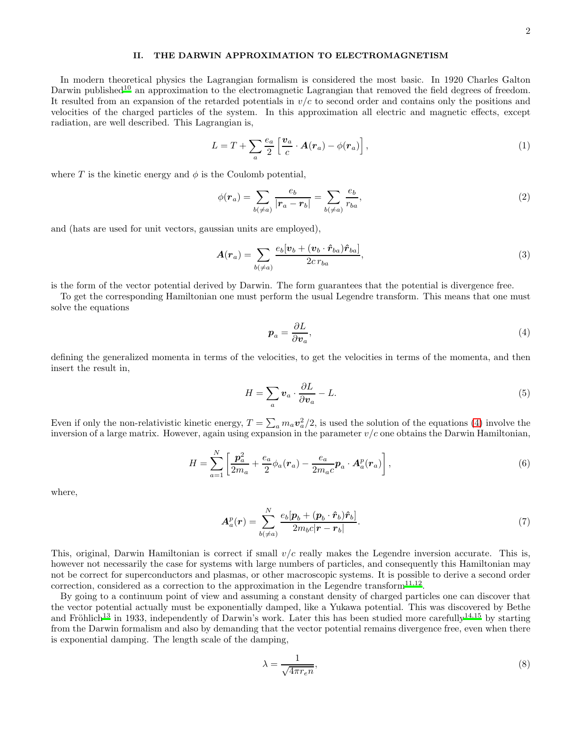## II. THE DARWIN APPROXIMATION TO ELECTROMAGNETISM

In modern theoretical physics the Lagrangian formalism is considered the most basic. In 1920 Charles Galton Darwin published[10] an approximation to the electromagnetic Lagrangian that removed the field degrees of freedom. It resulted from an expansion of the retarded potentials in $v/c$ to second order and contains only the positions and velocities of the charged particles of the system. In this approximation all electric and magnetic effects, except radiation, are well described. This Lagrangian is,

$$L = T + \sum_a \frac{e_a}{2}\left[\frac{\boldsymbol{v}_a}{c}\cdot\boldsymbol{A}(\boldsymbol{r}_a) - \phi(\boldsymbol{r}_a)\right], \tag{1}$$

where $T$ is the kinetic energy and $\phi$ is the Coulomb potential,

$$\phi(\boldsymbol{r}_a) = \sum_{b(\neq a)} \frac{e_b}{|\boldsymbol{r}_a - \boldsymbol{r}_b|} = \sum_{b(\neq a)} \frac{e_b}{r_{ba}}, \tag{2}$$

and (hats are used for unit vectors, gaussian units are employed),

$$\boldsymbol{A}(\boldsymbol{r}_a) = \sum_{b(\neq a)} \frac{e_b[\boldsymbol{v}_b + (\boldsymbol{v}_b\cdot\hat{\boldsymbol{r}}_{ba})\hat{\boldsymbol{r}}_{ba}]}{2c\, r_{ba}}, \tag{3}$$

is the form of the vector potential derived by Darwin. The form guarantees that the potential is divergence free.

To get the corresponding Hamiltonian one must perform the usual Legendre transform. This means that one must solve the equations

$$\boldsymbol{p}_a = \frac{\partial L}{\partial \boldsymbol{v}_a}, \tag{4}$$

defining the generalized momenta in terms of the velocities, to get the velocities in terms of the momenta, and then insert the result in,

$$H = \sum_a \boldsymbol{v}_a \cdot \frac{\partial L}{\partial \boldsymbol{v}_a} - L. \tag{5}$$

Even if only the non-relativistic kinetic energy, $T = \sum_a m_a \boldsymbol{v}_a^2/2$, is used the solution of the equations (4) involve the inversion of a large matrix. However, again using expansion in the parameter $v/c$ one obtains the Darwin Hamiltonian,

$$H = \sum_{a=1}^{N}\left[\frac{\boldsymbol{p}_a^2}{2m_a} + \frac{e_a}{2}\phi_a(\boldsymbol{r}_a) - \frac{e_a}{2m_a c}\boldsymbol{p}_a\cdot\boldsymbol{A}_a^p(\boldsymbol{r}_a)\right], \tag{6}$$

where,

$$\boldsymbol{A}_a^p(\boldsymbol{r}) = \sum_{b(\neq a)}^{N} \frac{e_b[\boldsymbol{p}_b + (\boldsymbol{p}_b\cdot\hat{\boldsymbol{r}}_b)\hat{\boldsymbol{r}}_b]}{2m_b c|\boldsymbol{r}-\boldsymbol{r}_b|}. \tag{7}$$

This, original, Darwin Hamiltonian is correct if small $v/c$ really makes the Legendre inversion accurate. This is, however not necessarily the case for systems with large numbers of particles, and consequently this Hamiltonian may not be correct for superconductors and plasmas, or other macroscopic systems. It is possible to derive a second order correction, considered as a correction to the approximation in the Legendre transform[11,12].

By going to a continuum point of view and assuming a constant density of charged particles one can discover that the vector potential actually must be exponentially damped, like a Yukawa potential. This was discovered by Bethe and Fröhlich[13] in 1933, independently of Darwin's work. Later this has been studied more carefully[14,15] by starting from the Darwin formalism and also by demanding that the vector potential remains divergence free, even when there is exponential damping. The length scale of the damping,

$$\lambda = \frac{1}{\sqrt{4\pi r_e n}}, \tag{8}$$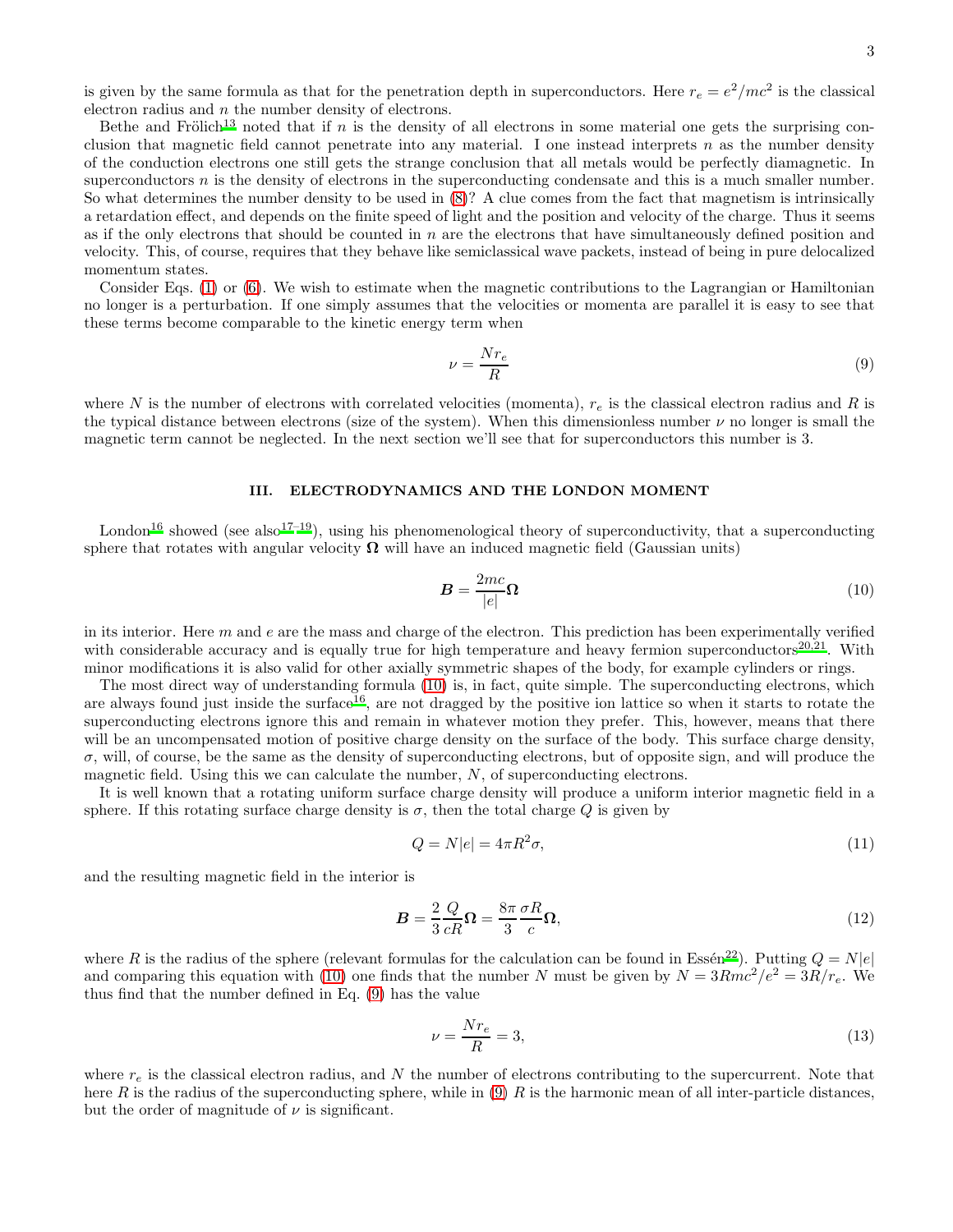is given by the same formula as that for the penetration depth in superconductors. Here $r_e = e^2/mc^2$ is the classical electron radius and $n$ the number density of electrons.

Bethe and Frölich[13] noted that if $n$ is the density of all electrons in some material one gets the surprising conclusion that magnetic field cannot penetrate into any material. I one instead interprets $n$ as the number density of the conduction electrons one still gets the strange conclusion that all metals would be perfectly diamagnetic. In superconductors $n$ is the density of electrons in the superconducting condensate and this is a much smaller number. So what determines the number density to be used in (8)? A clue comes from the fact that magnetism is intrinsically a retardation effect, and depends on the finite speed of light and the position and velocity of the charge. Thus it seems as if the only electrons that should be counted in $n$ are the electrons that have simultaneously defined position and velocity. This, of course, requires that they behave like semiclassical wave packets, instead of being in pure delocalized momentum states.

Consider Eqs. (1) or (6). We wish to estimate when the magnetic contributions to the Lagrangian or Hamiltonian no longer is a perturbation. If one simply assumes that the velocities or momenta are parallel it is easy to see that these terms become comparable to the kinetic energy term when

$$\nu = \frac{N r_e}{R} \tag{9}$$

where $N$ is the number of electrons with correlated velocities (momenta), $r_e$ is the classical electron radius and $R$ is the typical distance between electrons (size of the system). When this dimensionless number $\nu$ no longer is small the magnetic term cannot be neglected. In the next section we'll see that for superconductors this number is 3.

## III. ELECTRODYNAMICS AND THE LONDON MOMENT

London[16] showed (see also[17–19]), using his phenomenological theory of superconductivity, that a superconducting sphere that rotates with angular velocity $\boldsymbol{\Omega}$ will have an induced magnetic field (Gaussian units)

$$\boldsymbol{B} = \frac{2mc}{|e|}\boldsymbol{\Omega} \tag{10}$$

in its interior. Here $m$ and $e$ are the mass and charge of the electron. This prediction has been experimentally verified with considerable accuracy and is equally true for high temperature and heavy fermion superconductors[20,21]. With minor modifications it is also valid for other axially symmetric shapes of the body, for example cylinders or rings.

The most direct way of understanding formula (10) is, in fact, quite simple. The superconducting electrons, which are always found just inside the surface[16], are not dragged by the positive ion lattice so when it starts to rotate the superconducting electrons ignore this and remain in whatever motion they prefer. This, however, means that there will be an uncompensated motion of positive charge density on the surface of the body. This surface charge density, $\sigma$, will, of course, be the same as the density of superconducting electrons, but of opposite sign, and will produce the magnetic field. Using this we can calculate the number, $N$, of superconducting electrons.

It is well known that a rotating uniform surface charge density will produce a uniform interior magnetic field in a sphere. If this rotating surface charge density is $\sigma$, then the total charge $Q$ is given by

$$Q = N|e| = 4\pi R^2 \sigma, \tag{11}$$

and the resulting magnetic field in the interior is

$$\boldsymbol{B} = \frac{2}{3}\frac{Q}{cR}\boldsymbol{\Omega} = \frac{8\pi}{3}\frac{\sigma R}{c}\boldsymbol{\Omega}, \tag{12}$$

where $R$ is the radius of the sphere (relevant formulas for the calculation can be found in Essén[22]). Putting $Q = N|e|$ and comparing this equation with (10) one finds that the number $N$ must be given by $N = 3Rmc^2/e^2 = 3R/r_e$. We thus find that the number defined in Eq. (9) has the value

$$\nu = \frac{N r_e}{R} = 3, \tag{13}$$

where $r_e$ is the classical electron radius, and $N$ the number of electrons contributing to the supercurrent. Note that here $R$ is the radius of the superconducting sphere, while in (9) $R$ is the harmonic mean of all inter-particle distances, but the order of magnitude of $\nu$ is significant.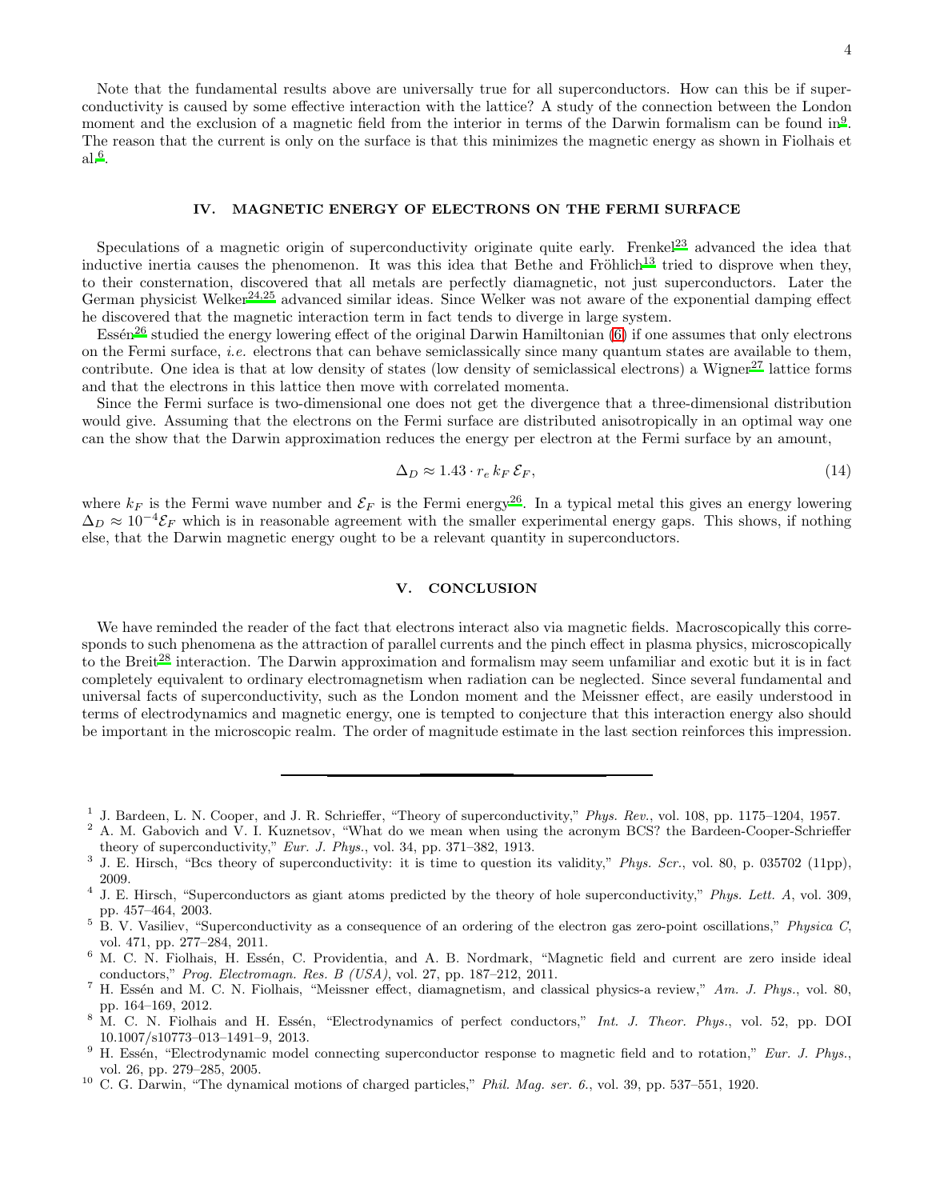Note that the fundamental results above are universally true for all superconductors. How can this be if superconductivity is caused by some effective interaction with the lattice? A study of the connection between the London moment and the exclusion of a magnetic field from the interior in terms of the Darwin formalism can be found in[9]. The reason that the current is only on the surface is that this minimizes the magnetic energy as shown in Fiolhais et al.[6].

## IV. MAGNETIC ENERGY OF ELECTRONS ON THE FERMI SURFACE

Speculations of a magnetic origin of superconductivity originate quite early. Frenkel[23] advanced the idea that inductive inertia causes the phenomenon. It was this idea that Bethe and Fröhlich[13] tried to disprove when they, to their consternation, discovered that all metals are perfectly diamagnetic, not just superconductors. Later the German physicist Welker[24,25] advanced similar ideas. Since Welker was not aware of the exponential damping effect he discovered that the magnetic interaction term in fact tends to diverge in large system.

Essén[26] studied the energy lowering effect of the original Darwin Hamiltonian (6) if one assumes that only electrons on the Fermi surface, *i.e.* electrons that can behave semiclassically since many quantum states are available to them, contribute. One idea is that at low density of states (low density of semiclassical electrons) a Wigner[27] lattice forms and that the electrons in this lattice then move with correlated momenta.

Since the Fermi surface is two-dimensional one does not get the divergence that a three-dimensional distribution would give. Assuming that the electrons on the Fermi surface are distributed anisotropically in an optimal way one can the show that the Darwin approximation reduces the energy per electron at the Fermi surface by an amount,

$$\Delta_D \approx 1.43 \cdot r_e \, k_F \, \mathcal{E}_F, \tag{14}$$

where $k_F$ is the Fermi wave number and $\mathcal{E}_F$ is the Fermi energy[26]. In a typical metal this gives an energy lowering $\Delta_D \approx 10^{-4}\mathcal{E}_F$ which is in reasonable agreement with the smaller experimental energy gaps. This shows, if nothing else, that the Darwin magnetic energy ought to be a relevant quantity in superconductors.

## V. CONCLUSION

We have reminded the reader of the fact that electrons interact also via magnetic fields. Macroscopically this corresponds to such phenomena as the attraction of parallel currents and the pinch effect in plasma physics, microscopically to the Breit[28] interaction. The Darwin approximation and formalism may seem unfamiliar and exotic but it is in fact completely equivalent to ordinary electromagnetism when radiation can be neglected. Since several fundamental and universal facts of superconductivity, such as the London moment and the Meissner effect, are easily understood in terms of electrodynamics and magnetic energy, one is tempted to conjecture that this interaction energy also should be important in the microscopic realm. The order of magnitude estimate in the last section reinforces this impression.

---

[1] J. Bardeen, L. N. Cooper, and J. R. Schrieffer, "Theory of superconductivity," *Phys. Rev.*, vol. 108, pp. 1175–1204, 1957.

[2] A. M. Gabovich and V. I. Kuznetsov, "What do we mean when using the acronym BCS? the Bardeen-Cooper-Schrieffer theory of superconductivity," *Eur. J. Phys.*, vol. 34, pp. 371–382, 1913.

[3] J. E. Hirsch, "Bcs theory of superconductivity: it is time to question its validity," *Phys. Scr.*, vol. 80, p. 035702 (11pp), 2009.

[4] J. E. Hirsch, "Superconductors as giant atoms predicted by the theory of hole superconductivity," *Phys. Lett. A*, vol. 309, pp. 457–464, 2003.

[5] B. V. Vasiliev, "Superconductivity as a consequence of an ordering of the electron gas zero-point oscillations," *Physica C*, vol. 471, pp. 277–284, 2011.

[6] M. C. N. Fiolhais, H. Essén, C. Providentia, and A. B. Nordmark, "Magnetic field and current are zero inside ideal conductors," *Prog. Electromagn. Res. B (USA)*, vol. 27, pp. 187–212, 2011.

[7] H. Essén and M. C. N. Fiolhais, "Meissner effect, diamagnetism, and classical physics-a review," *Am. J. Phys.*, vol. 80, pp. 164–169, 2012.

[8] M. C. N. Fiolhais and H. Essén, "Electrodynamics of perfect conductors," *Int. J. Theor. Phys.*, vol. 52, pp. DOI 10.1007/s10773–013–1491–9, 2013.

[9] H. Essén, "Electrodynamic model connecting superconductor response to magnetic field and to rotation," *Eur. J. Phys.*, vol. 26, pp. 279–285, 2005.

[10] C. G. Darwin, "The dynamical motions of charged particles," *Phil. Mag. ser. 6.*, vol. 39, pp. 537–551, 1920.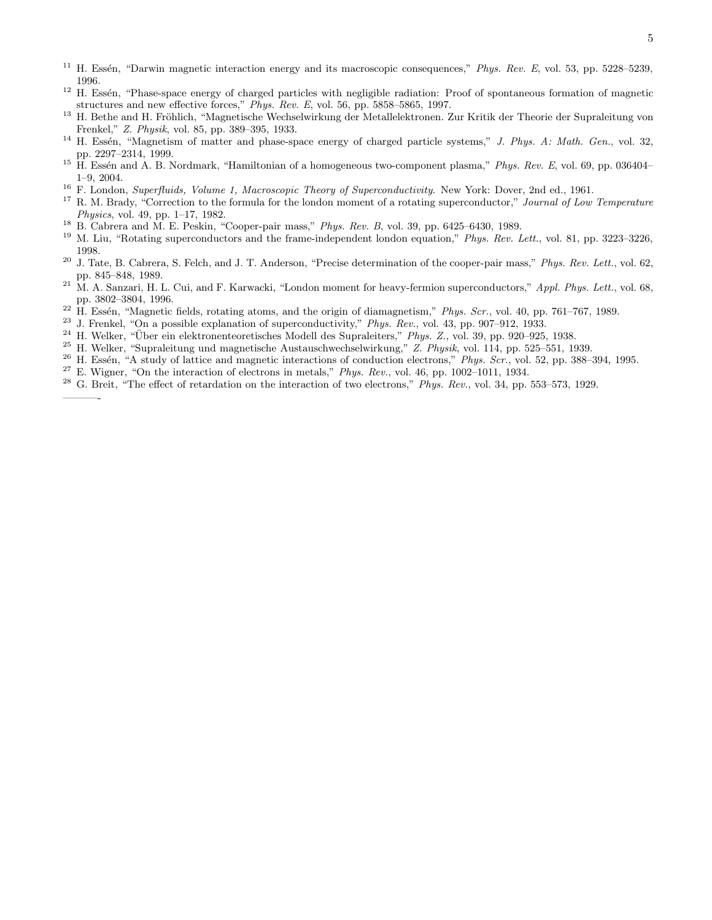[11] H. Essén, "Darwin magnetic interaction energy and its macroscopic consequences," *Phys. Rev. E*, vol. 53, pp. 5228–5239, 1996.

[12] H. Essén, "Phase-space energy of charged particles with negligible radiation: Proof of spontaneous formation of magnetic structures and new effective forces," *Phys. Rev. E*, vol. 56, pp. 5858–5865, 1997.

[13] H. Bethe and H. Fröhlich, "Magnetische Wechselwirkung der Metallelektronen. Zur Kritik der Theorie der Supraleitung von Frenkel," *Z. Physik*, vol. 85, pp. 389–395, 1933.

[14] H. Essén, "Magnetism of matter and phase-space energy of charged particle systems," *J. Phys. A: Math. Gen.*, vol. 32, pp. 2297–2314, 1999.

[15] H. Essén and A. B. Nordmark, "Hamiltonian of a homogeneous two-component plasma," *Phys. Rev. E*, vol. 69, pp. 036404–1–9, 2004.

[16] F. London, *Superfluids, Volume 1, Macroscopic Theory of Superconductivity*. New York: Dover, 2nd ed., 1961.

[17] R. M. Brady, "Correction to the formula for the london moment of a rotating superconductor," *Journal of Low Temperature Physics*, vol. 49, pp. 1–17, 1982.

[18] B. Cabrera and M. E. Peskin, "Cooper-pair mass," *Phys. Rev. B*, vol. 39, pp. 6425–6430, 1989.

[19] M. Liu, "Rotating superconductors and the frame-independent london equation," *Phys. Rev. Lett.*, vol. 81, pp. 3223–3226, 1998.

[20] J. Tate, B. Cabrera, S. Felch, and J. T. Anderson, "Precise determination of the cooper-pair mass," *Phys. Rev. Lett.*, vol. 62, pp. 845–848, 1989.

[21] M. A. Sanzari, H. L. Cui, and F. Karwacki, "London moment for heavy-fermion superconductors," *Appl. Phys. Lett.*, vol. 68, pp. 3802–3804, 1996.

[22] H. Essén, "Magnetic fields, rotating atoms, and the origin of diamagnetism," *Phys. Scr.*, vol. 40, pp. 761–767, 1989.

[23] J. Frenkel, "On a possible explanation of superconductivity," *Phys. Rev.*, vol. 43, pp. 907–912, 1933.

[24] H. Welker, "Über ein elektronentheoretisches Modell des Supraleiters," *Phys. Z.*, vol. 39, pp. 920–925, 1938.

[25] H. Welker, "Supraleitung und magnetische Austauschwechselwirkung," *Z. Physik*, vol. 114, pp. 525–551, 1939.

[26] H. Essén, "A study of lattice and magnetic interactions of conduction electrons," *Phys. Scr.*, vol. 52, pp. 388–394, 1995.

[27] E. Wigner, "On the interaction of electrons in metals," *Phys. Rev.*, vol. 46, pp. 1002–1011, 1934.

[28] G. Breit, "The effect of retardation on the interaction of two electrons," *Phys. Rev.*, vol. 34, pp. 553–573, 1929.

———-